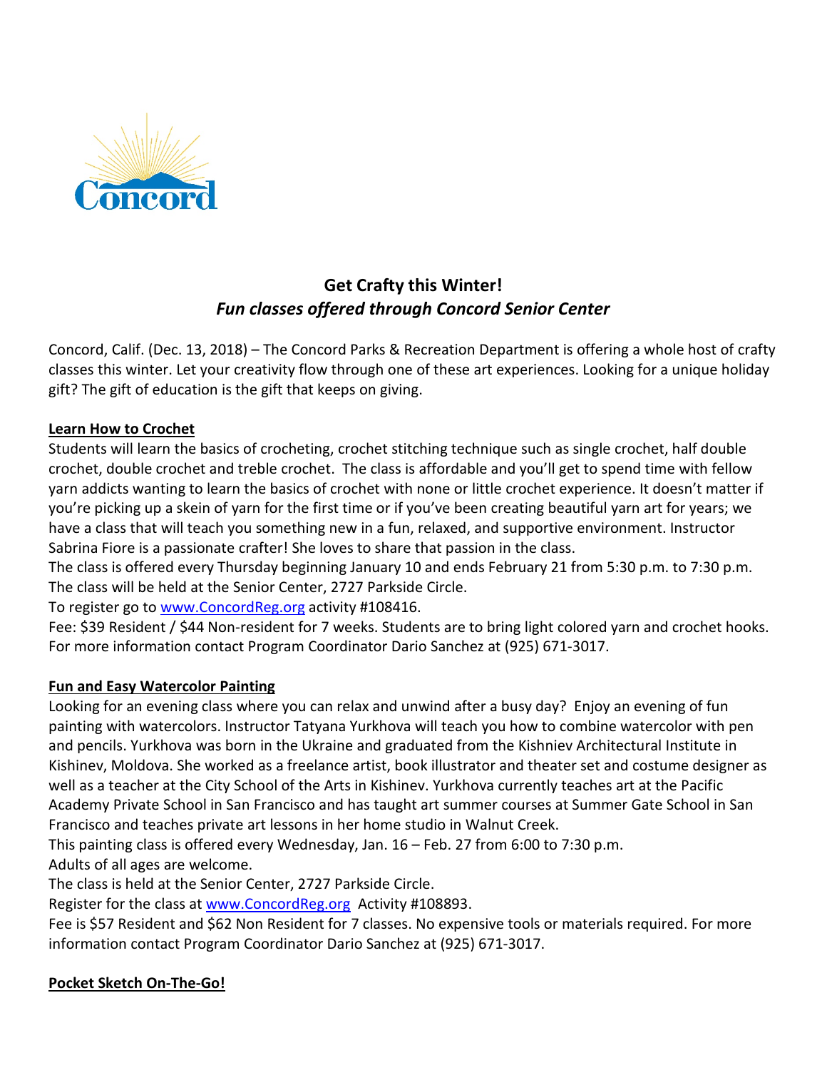## Get Crafty this Winter!

### *Fun classes offered through Concord Senior Center*

Concord, Calif. (Dec. 13, 2018) – The Concord Parks & Recreation Department is offering a whole host of crafty classes this winter. Let your creativity flow through one of these art experiences. Looking for a unique holiday gift? The gift of education is the gift that keeps on giving.

**Learn How to Crochet**

Students will learn the basics of crocheting, crochet stitching technique such as single crochet, half double crochet, double crochet and treble crochet. The class is affordable and you'll get to spend time with fellow yarn addicts wanting to learn the basics of crochet with none or little crochet experience. It doesn't matter if you're picking up a skein of yarn for the first time or if you've been creating beautiful yarn art for years; we have a class that will teach you something new in a fun, relaxed, and supportive environment. Instructor Sabrina Fiore is a passionate crafter! She loves to share that passion in the class.

The class is offered every Thursday beginning January 10 and ends February 21 from 5:30 p.m. to 7:30 p.m.

The class will be held at the Senior Center, 2727 Parkside Circle.

To register go to [www.ConcordReg.org](http://www.ConcordReg.org) activity #108416.

Fee: $39 Resident / $44 Non-resident for 7 weeks. Students are to bring light colored yarn and crochet hooks. For more information contact Program Coordinator Dario Sanchez at (925) 671-3017.

**Fun and Easy Watercolor Painting**

Looking for an evening class where you can relax and unwind after a busy day? Enjoy an evening of fun painting with watercolors. Instructor Tatyana Yurkhova will teach you how to combine watercolor with pen and pencils. Yurkhova was born in the Ukraine and graduated from the Kishniev Architectural Institute in Kishinev, Moldova. She worked as a freelance artist, book illustrator and theater set and costume designer as well as a teacher at the City School of the Arts in Kishinev. Yurkhova currently teaches art at the Pacific Academy Private School in San Francisco and has taught art summer courses at Summer Gate School in San Francisco and teaches private art lessons in her home studio in Walnut Creek.

This painting class is offered every Wednesday, Jan. 16 – Feb. 27 from 6:00 to 7:30 p.m.

Adults of all ages are welcome.

The class is held at the Senior Center, 2727 Parkside Circle.

Register for the class at [www.ConcordReg.org](http://www.ConcordReg.org) Activity #108893.

Fee is $57 Resident and $62 Non Resident for 7 classes. No expensive tools or materials required. For more information contact Program Coordinator Dario Sanchez at (925) 671-3017.

**Pocket Sketch On-The-Go!**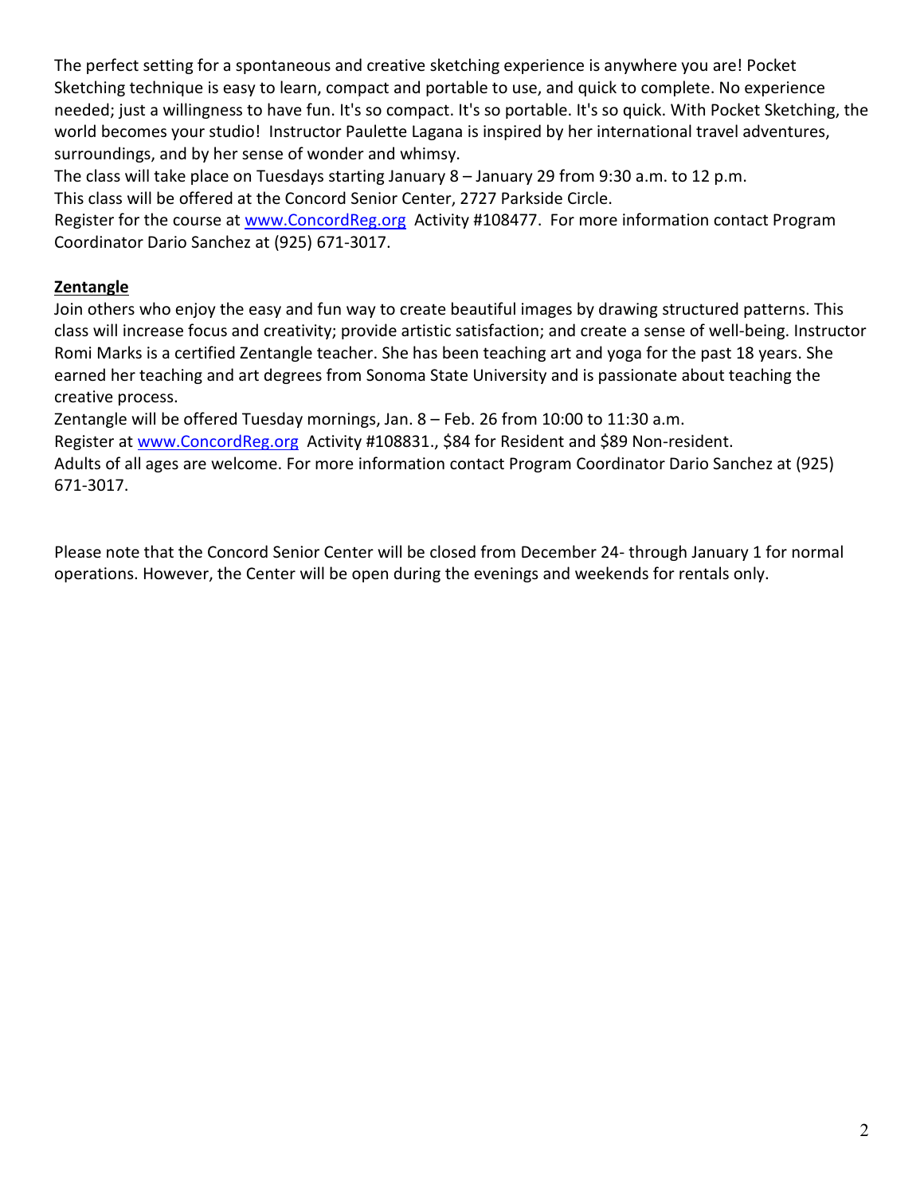The perfect setting for a spontaneous and creative sketching experience is anywhere you are! Pocket Sketching technique is easy to learn, compact and portable to use, and quick to complete. No experience needed; just a willingness to have fun. It's so compact. It's so portable. It's so quick. With Pocket Sketching, the world becomes your studio! Instructor Paulette Lagana is inspired by her international travel adventures, surroundings, and by her sense of wonder and whimsy.
The class will take place on Tuesdays starting January 8 – January 29 from 9:30 a.m. to 12 p.m.
This class will be offered at the Concord Senior Center, 2727 Parkside Circle.
Register for the course at [www.ConcordReg.org](http://www.ConcordReg.org) Activity #108477. For more information contact Program Coordinator Dario Sanchez at (925) 671-3017.

**Zentangle**

Join others who enjoy the easy and fun way to create beautiful images by drawing structured patterns. This class will increase focus and creativity; provide artistic satisfaction; and create a sense of well-being. Instructor Romi Marks is a certified Zentangle teacher. She has been teaching art and yoga for the past 18 years. She earned her teaching and art degrees from Sonoma State University and is passionate about teaching the creative process.
Zentangle will be offered Tuesday mornings, Jan. 8 – Feb. 26 from 10:00 to 11:30 a.m.
Register at [www.ConcordReg.org](http://www.ConcordReg.org) Activity #108831., $84 for Resident and $89 Non-resident.
Adults of all ages are welcome. For more information contact Program Coordinator Dario Sanchez at (925) 671-3017.

Please note that the Concord Senior Center will be closed from December 24- through January 1 for normal operations. However, the Center will be open during the evenings and weekends for rentals only.